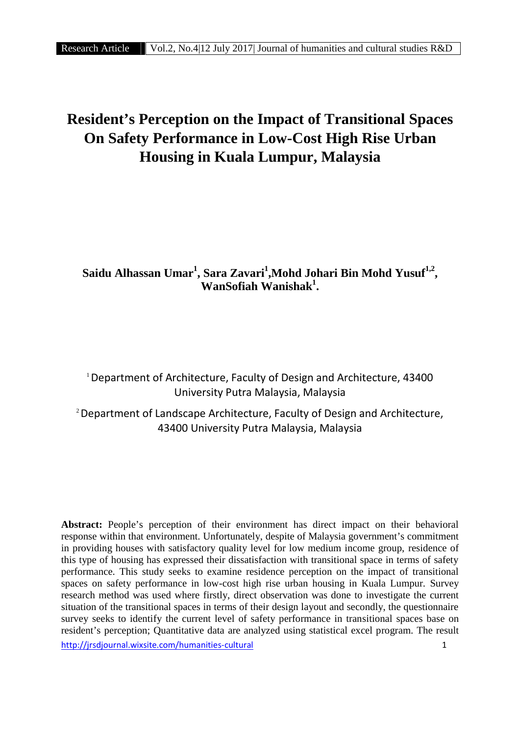# Resident's Perception on the Impact of Transitional Spaces On Safety Performance in Low-Cost High Rise Urban Housing in Kuala Lumpur, Malaysia

**Saidu Alhassan Umar[1], Sara Zavari[1],Mohd Johari Bin Mohd Yusuf[1,2], WanSofiah Wanishak[1].**

[1] Department of Architecture, Faculty of Design and Architecture, 43400 University Putra Malaysia, Malaysia

[2] Department of Landscape Architecture, Faculty of Design and Architecture, 43400 University Putra Malaysia, Malaysia

**Abstract:** People's perception of their environment has direct impact on their behavioral response within that environment. Unfortunately, despite of Malaysia government's commitment in providing houses with satisfactory quality level for low medium income group, residence of this type of housing has expressed their dissatisfaction with transitional space in terms of safety performance. This study seeks to examine residence perception on the impact of transitional spaces on safety performance in low-cost high rise urban housing in Kuala Lumpur. Survey research method was used where firstly, direct observation was done to investigate the current situation of the transitional spaces in terms of their design layout and secondly, the questionnaire survey seeks to identify the current level of safety performance in transitional spaces base on resident's perception; Quantitative data are analyzed using statistical excel program. The result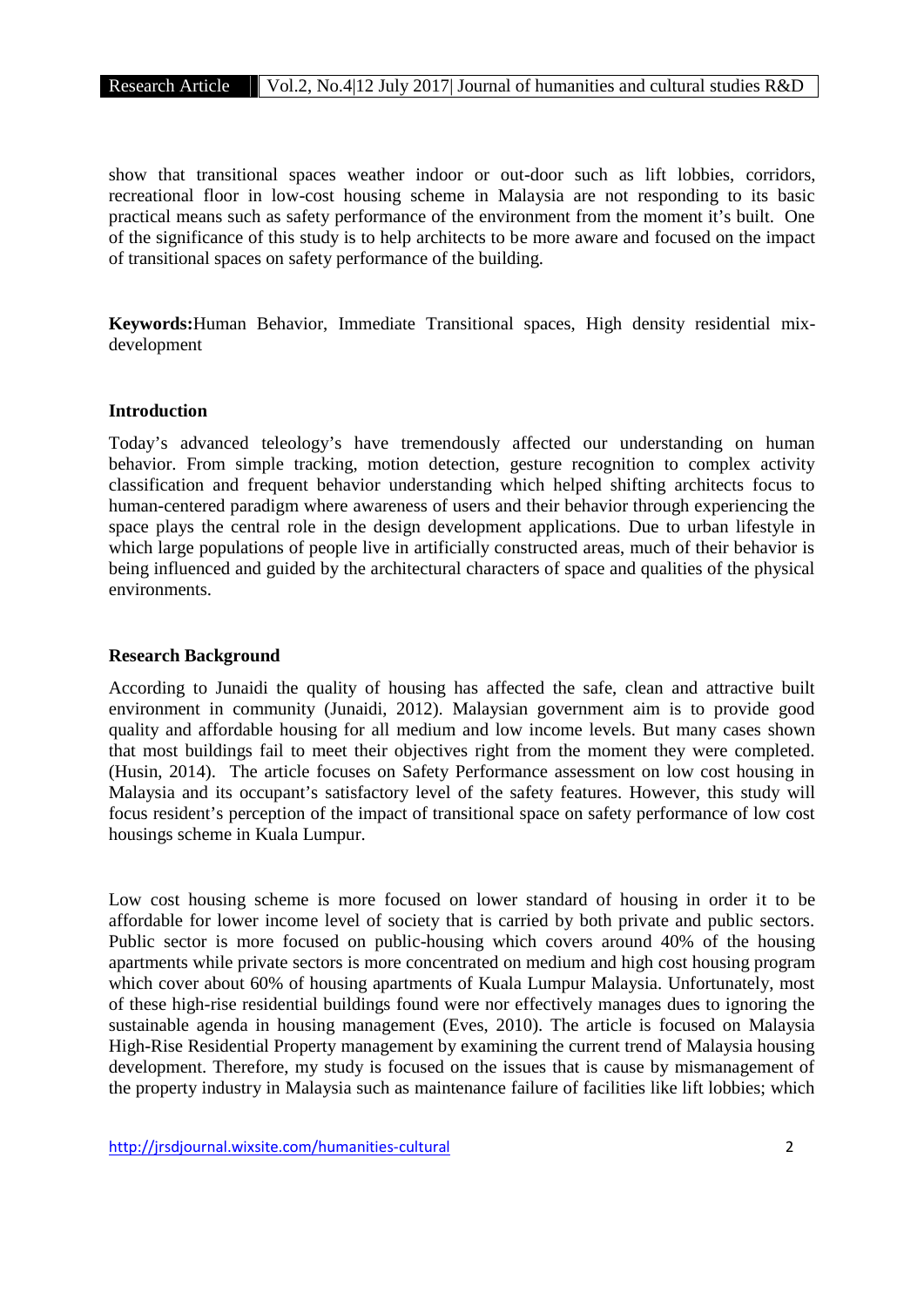show that transitional spaces weather indoor or out-door such as lift lobbies, corridors, recreational floor in low-cost housing scheme in Malaysia are not responding to its basic practical means such as safety performance of the environment from the moment it's built. One of the significance of this study is to help architects to be more aware and focused on the impact of transitional spaces on safety performance of the building.

**Keywords:**Human Behavior, Immediate Transitional spaces, High density residential mix-development

## Introduction

Today's advanced teleology's have tremendously affected our understanding on human behavior. From simple tracking, motion detection, gesture recognition to complex activity classification and frequent behavior understanding which helped shifting architects focus to human-centered paradigm where awareness of users and their behavior through experiencing the space plays the central role in the design development applications. Due to urban lifestyle in which large populations of people live in artificially constructed areas, much of their behavior is being influenced and guided by the architectural characters of space and qualities of the physical environments.

## Research Background

According to Junaidi the quality of housing has affected the safe, clean and attractive built environment in community (Junaidi, 2012). Malaysian government aim is to provide good quality and affordable housing for all medium and low income levels. But many cases shown that most buildings fail to meet their objectives right from the moment they were completed. (Husin, 2014). The article focuses on Safety Performance assessment on low cost housing in Malaysia and its occupant's satisfactory level of the safety features. However, this study will focus resident's perception of the impact of transitional space on safety performance of low cost housings scheme in Kuala Lumpur.

Low cost housing scheme is more focused on lower standard of housing in order it to be affordable for lower income level of society that is carried by both private and public sectors. Public sector is more focused on public-housing which covers around 40% of the housing apartments while private sectors is more concentrated on medium and high cost housing program which cover about 60% of housing apartments of Kuala Lumpur Malaysia. Unfortunately, most of these high-rise residential buildings found were nor effectively manages dues to ignoring the sustainable agenda in housing management (Eves, 2010). The article is focused on Malaysia High-Rise Residential Property management by examining the current trend of Malaysia housing development. Therefore, my study is focused on the issues that is cause by mismanagement of the property industry in Malaysia such as maintenance failure of facilities like lift lobbies; which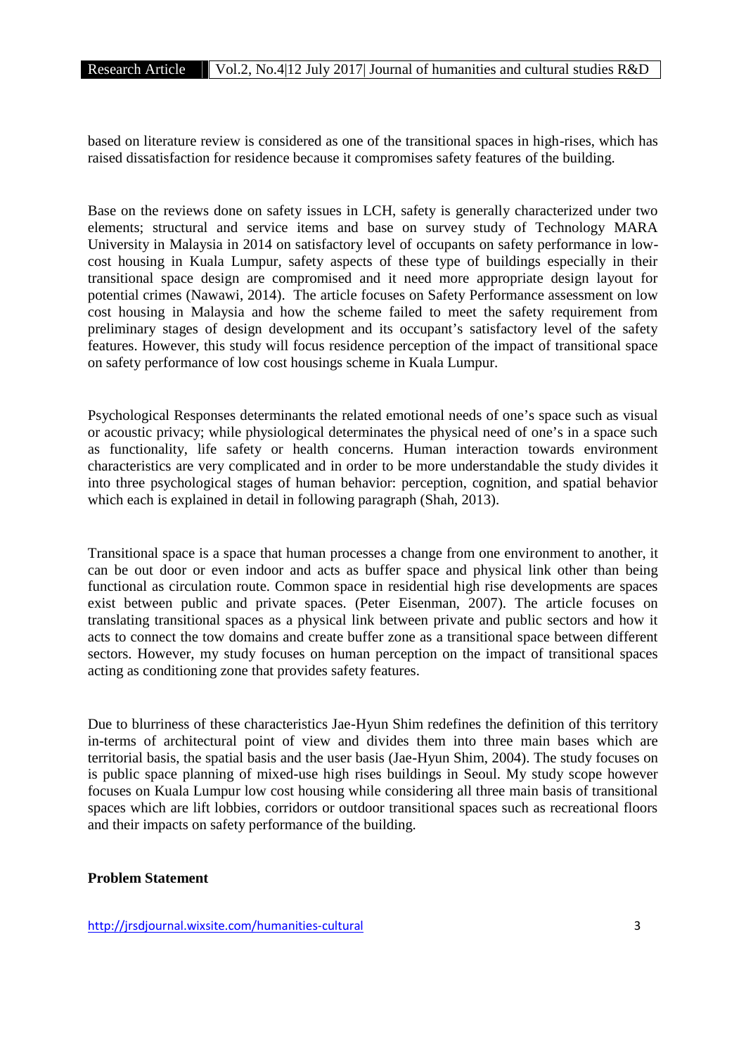based on literature review is considered as one of the transitional spaces in high-rises, which has raised dissatisfaction for residence because it compromises safety features of the building.

Base on the reviews done on safety issues in LCH, safety is generally characterized under two elements; structural and service items and base on survey study of Technology MARA University in Malaysia in 2014 on satisfactory level of occupants on safety performance in low-cost housing in Kuala Lumpur, safety aspects of these type of buildings especially in their transitional space design are compromised and it need more appropriate design layout for potential crimes (Nawawi, 2014). The article focuses on Safety Performance assessment on low cost housing in Malaysia and how the scheme failed to meet the safety requirement from preliminary stages of design development and its occupant's satisfactory level of the safety features. However, this study will focus residence perception of the impact of transitional space on safety performance of low cost housings scheme in Kuala Lumpur.

Psychological Responses determinants the related emotional needs of one's space such as visual or acoustic privacy; while physiological determinates the physical need of one's in a space such as functionality, life safety or health concerns. Human interaction towards environment characteristics are very complicated and in order to be more understandable the study divides it into three psychological stages of human behavior: perception, cognition, and spatial behavior which each is explained in detail in following paragraph (Shah, 2013).

Transitional space is a space that human processes a change from one environment to another, it can be out door or even indoor and acts as buffer space and physical link other than being functional as circulation route. Common space in residential high rise developments are spaces exist between public and private spaces. (Peter Eisenman, 2007). The article focuses on translating transitional spaces as a physical link between private and public sectors and how it acts to connect the tow domains and create buffer zone as a transitional space between different sectors. However, my study focuses on human perception on the impact of transitional spaces acting as conditioning zone that provides safety features.

Due to blurriness of these characteristics Jae-Hyun Shim redefines the definition of this territory in-terms of architectural point of view and divides them into three main bases which are territorial basis, the spatial basis and the user basis (Jae-Hyun Shim, 2004). The study focuses on is public space planning of mixed-use high rises buildings in Seoul. My study scope however focuses on Kuala Lumpur low cost housing while considering all three main basis of transitional spaces which are lift lobbies, corridors or outdoor transitional spaces such as recreational floors and their impacts on safety performance of the building.

**Problem Statement**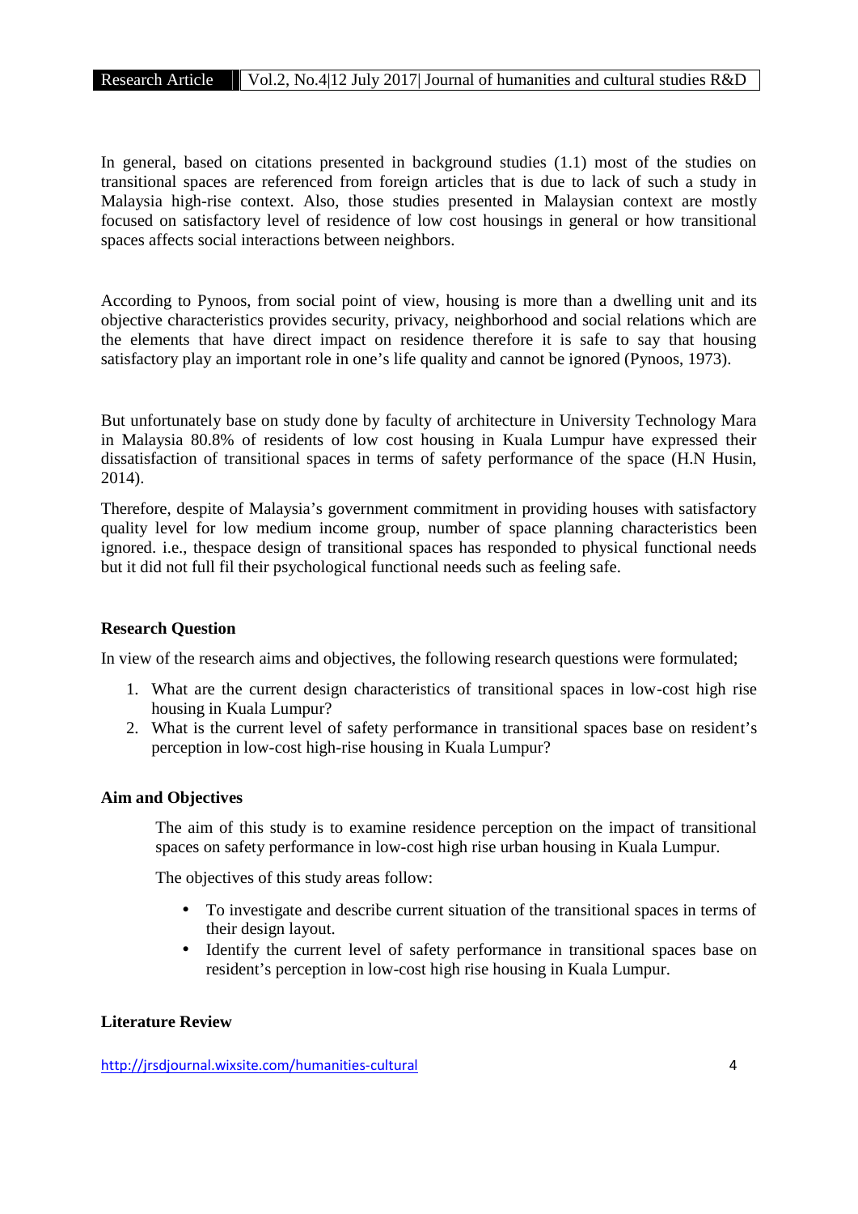In general, based on citations presented in background studies (1.1) most of the studies on transitional spaces are referenced from foreign articles that is due to lack of such a study in Malaysia high-rise context. Also, those studies presented in Malaysian context are mostly focused on satisfactory level of residence of low cost housings in general or how transitional spaces affects social interactions between neighbors.

According to Pynoos, from social point of view, housing is more than a dwelling unit and its objective characteristics provides security, privacy, neighborhood and social relations which are the elements that have direct impact on residence therefore it is safe to say that housing satisfactory play an important role in one's life quality and cannot be ignored (Pynoos, 1973).

But unfortunately base on study done by faculty of architecture in University Technology Mara in Malaysia 80.8% of residents of low cost housing in Kuala Lumpur have expressed their dissatisfaction of transitional spaces in terms of safety performance of the space (H.N Husin, 2014).

Therefore, despite of Malaysia's government commitment in providing houses with satisfactory quality level for low medium income group, number of space planning characteristics been ignored. i.e., thespace design of transitional spaces has responded to physical functional needs but it did not full fil their psychological functional needs such as feeling safe.

**Research Question**

In view of the research aims and objectives, the following research questions were formulated;

1. What are the current design characteristics of transitional spaces in low-cost high rise housing in Kuala Lumpur?
2. What is the current level of safety performance in transitional spaces base on resident's perception in low-cost high-rise housing in Kuala Lumpur?

**Aim and Objectives**

The aim of this study is to examine residence perception on the impact of transitional spaces on safety performance in low-cost high rise urban housing in Kuala Lumpur.

The objectives of this study areas follow:

- To investigate and describe current situation of the transitional spaces in terms of their design layout.
- Identify the current level of safety performance in transitional spaces base on resident's perception in low-cost high rise housing in Kuala Lumpur.

**Literature Review**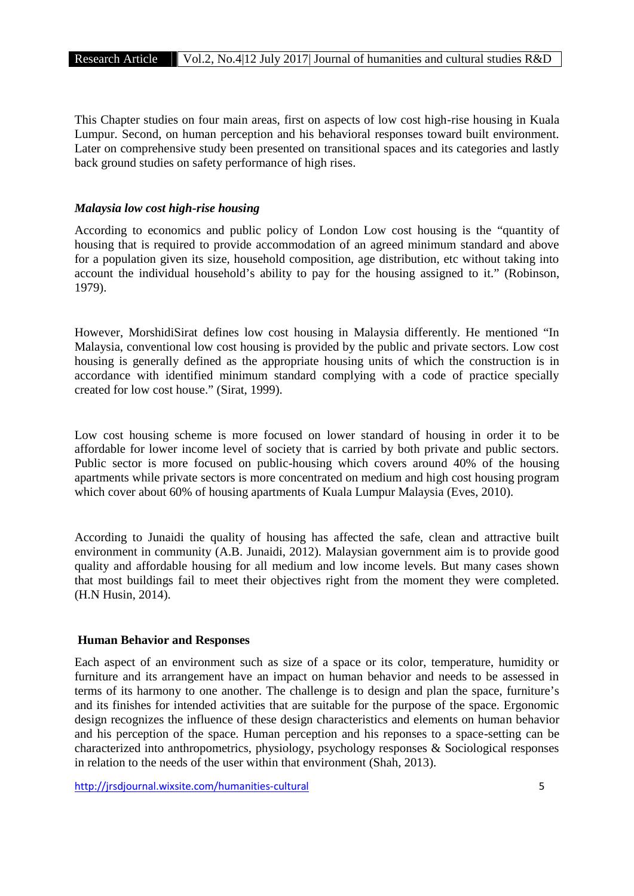This Chapter studies on four main areas, first on aspects of low cost high-rise housing in Kuala Lumpur. Second, on human perception and his behavioral responses toward built environment. Later on comprehensive study been presented on transitional spaces and its categories and lastly back ground studies on safety performance of high rises.

### *Malaysia low cost high-rise housing*

According to economics and public policy of London Low cost housing is the "quantity of housing that is required to provide accommodation of an agreed minimum standard and above for a population given its size, household composition, age distribution, etc without taking into account the individual household's ability to pay for the housing assigned to it." (Robinson, 1979).

However, MorshidiSirat defines low cost housing in Malaysia differently. He mentioned "In Malaysia, conventional low cost housing is provided by the public and private sectors. Low cost housing is generally defined as the appropriate housing units of which the construction is in accordance with identified minimum standard complying with a code of practice specially created for low cost house." (Sirat, 1999).

Low cost housing scheme is more focused on lower standard of housing in order it to be affordable for lower income level of society that is carried by both private and public sectors. Public sector is more focused on public-housing which covers around 40% of the housing apartments while private sectors is more concentrated on medium and high cost housing program which cover about 60% of housing apartments of Kuala Lumpur Malaysia (Eves, 2010).

According to Junaidi the quality of housing has affected the safe, clean and attractive built environment in community (A.B. Junaidi, 2012). Malaysian government aim is to provide good quality and affordable housing for all medium and low income levels. But many cases shown that most buildings fail to meet their objectives right from the moment they were completed. (H.N Husin, 2014).

### **Human Behavior and Responses**

Each aspect of an environment such as size of a space or its color, temperature, humidity or furniture and its arrangement have an impact on human behavior and needs to be assessed in terms of its harmony to one another. The challenge is to design and plan the space, furniture's and its finishes for intended activities that are suitable for the purpose of the space. Ergonomic design recognizes the influence of these design characteristics and elements on human behavior and his perception of the space. Human perception and his reponses to a space-setting can be characterized into anthropometrics, physiology, psychology responses & Sociological responses in relation to the needs of the user within that environment (Shah, 2013).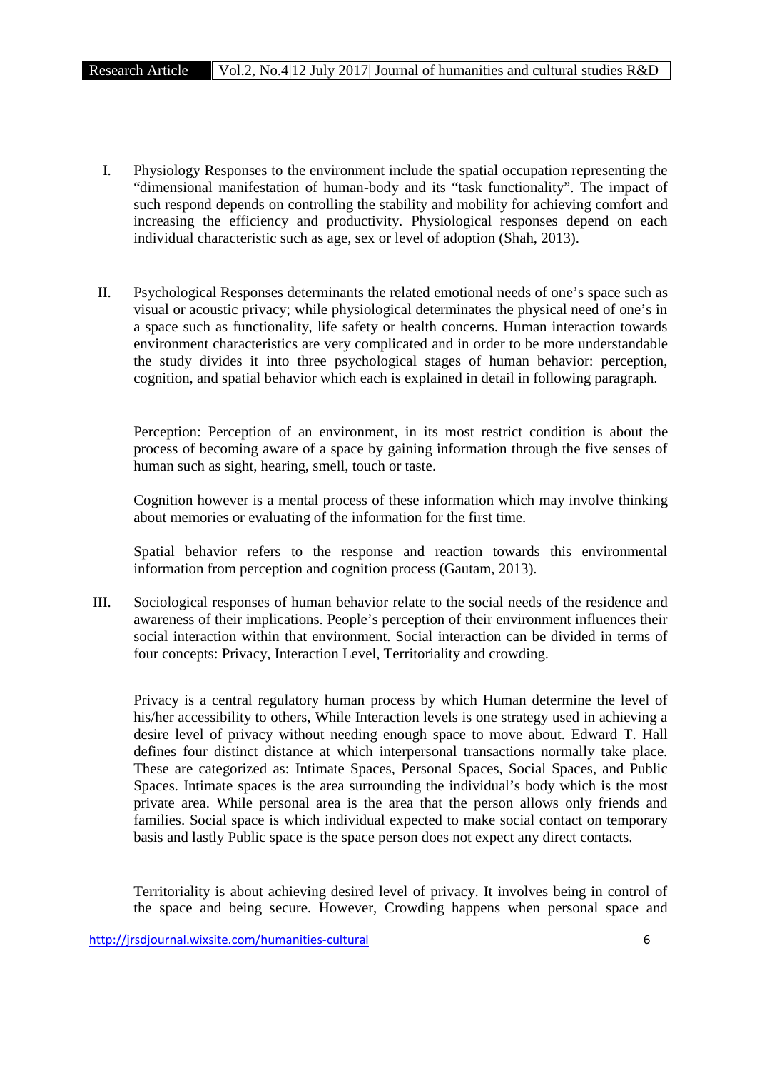I. Physiology Responses to the environment include the spatial occupation representing the "dimensional manifestation of human-body and its "task functionality". The impact of such respond depends on controlling the stability and mobility for achieving comfort and increasing the efficiency and productivity. Physiological responses depend on each individual characteristic such as age, sex or level of adoption (Shah, 2013).

II. Psychological Responses determinants the related emotional needs of one's space such as visual or acoustic privacy; while physiological determinates the physical need of one's in a space such as functionality, life safety or health concerns. Human interaction towards environment characteristics are very complicated and in order to be more understandable the study divides it into three psychological stages of human behavior: perception, cognition, and spatial behavior which each is explained in detail in following paragraph.

   Perception: Perception of an environment, in its most restrict condition is about the process of becoming aware of a space by gaining information through the five senses of human such as sight, hearing, smell, touch or taste.

   Cognition however is a mental process of these information which may involve thinking about memories or evaluating of the information for the first time.

   Spatial behavior refers to the response and reaction towards this environmental information from perception and cognition process (Gautam, 2013).

III. Sociological responses of human behavior relate to the social needs of the residence and awareness of their implications. People's perception of their environment influences their social interaction within that environment. Social interaction can be divided in terms of four concepts: Privacy, Interaction Level, Territoriality and crowding.

   Privacy is a central regulatory human process by which Human determine the level of his/her accessibility to others, While Interaction levels is one strategy used in achieving a desire level of privacy without needing enough space to move about. Edward T. Hall defines four distinct distance at which interpersonal transactions normally take place. These are categorized as: Intimate Spaces, Personal Spaces, Social Spaces, and Public Spaces. Intimate spaces is the area surrounding the individual's body which is the most private area. While personal area is the area that the person allows only friends and families. Social space is which individual expected to make social contact on temporary basis and lastly Public space is the space person does not expect any direct contacts.

   Territoriality is about achieving desired level of privacy. It involves being in control of the space and being secure. However, Crowding happens when personal space and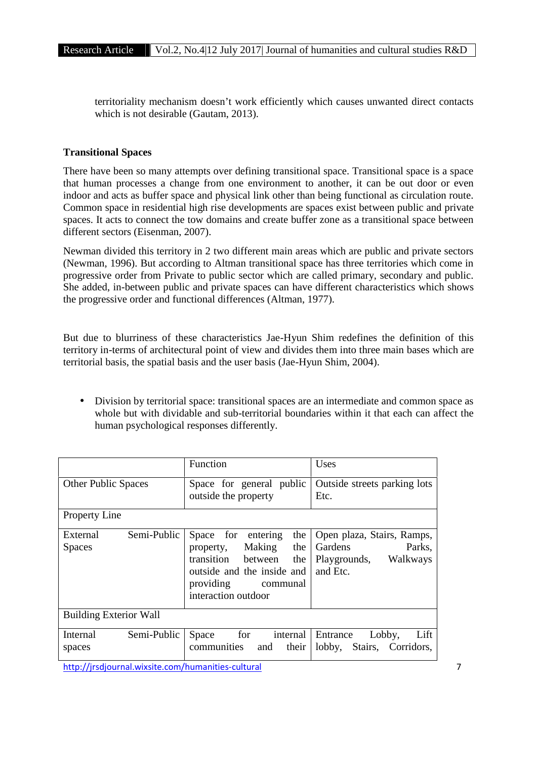territoriality mechanism doesn't work efficiently which causes unwanted direct contacts which is not desirable (Gautam, 2013).

**Transitional Spaces**

There have been so many attempts over defining transitional space. Transitional space is a space that human processes a change from one environment to another, it can be out door or even indoor and acts as buffer space and physical link other than being functional as circulation route. Common space in residential high rise developments are spaces exist between public and private spaces. It acts to connect the tow domains and create buffer zone as a transitional space between different sectors (Eisenman, 2007).

Newman divided this territory in 2 two different main areas which are public and private sectors (Newman, 1996). But according to Altman transitional space has three territories which come in progressive order from Private to public sector which are called primary, secondary and public. She added, in-between public and private spaces can have different characteristics which shows the progressive order and functional differences (Altman, 1977).

But due to blurriness of these characteristics Jae-Hyun Shim redefines the definition of this territory in-terms of architectural point of view and divides them into three main bases which are territorial basis, the spatial basis and the user basis (Jae-Hyun Shim, 2004).

- Division by territorial space: transitional spaces are an intermediate and common space as whole but with dividable and sub-territorial boundaries within it that each can affect the human psychological responses differently.

| | Function | Uses |
|---|---|---|
| Other Public Spaces | Space for general public outside the property | Outside streets parking lots Etc. |
| Property Line | | |
| External Semi-Public Spaces | Space for entering the property, Making the transition between the outside and the inside and providing communal interaction outdoor | Open plaza, Stairs, Ramps, Gardens Parks, Playgrounds, Walkways and Etc. |
| Building Exterior Wall | | |
| Internal Semi-Public spaces | Space for internal communities and their | Entrance Lobby, Lift lobby, Stairs, Corridors, |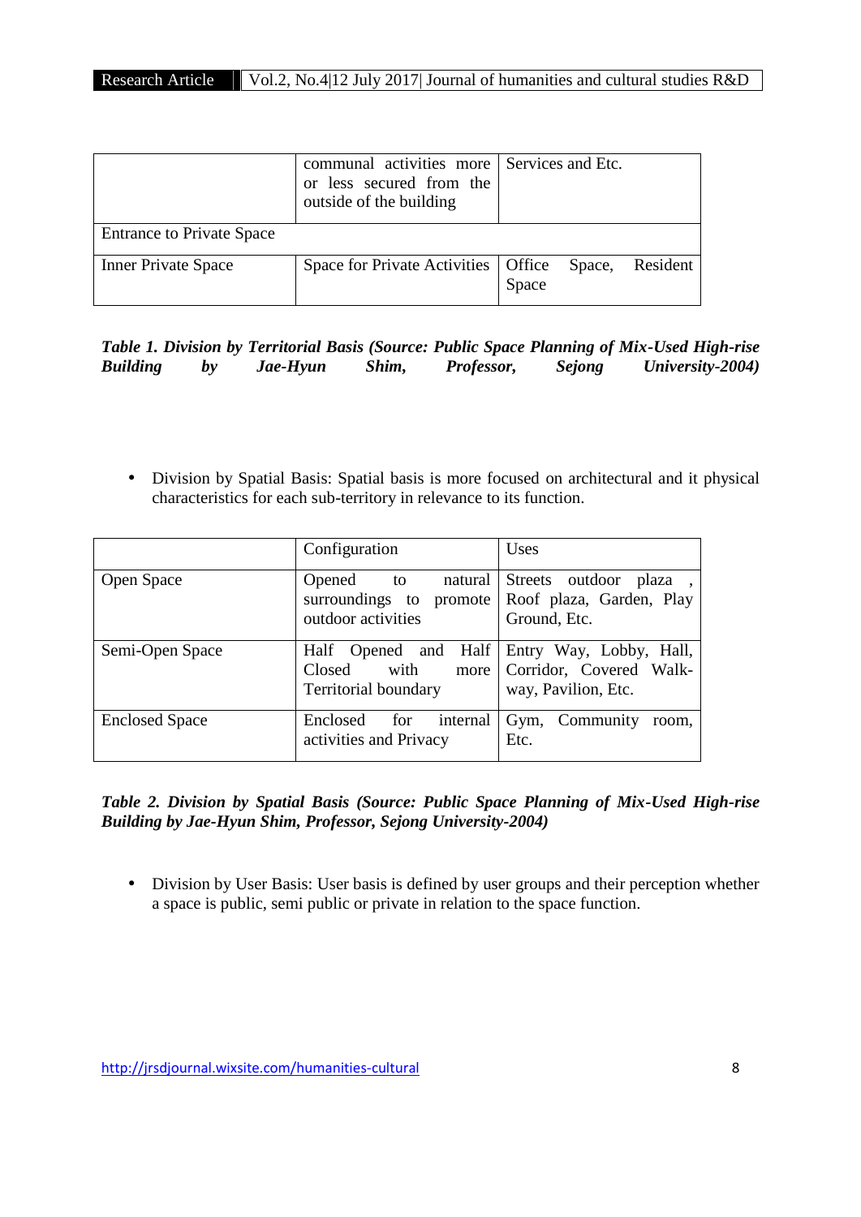| | | |
|---|---|---|
| | communal activities more or less secured from the outside of the building | Services and Etc. |
| Entrance to Private Space | | |
| Inner Private Space | Space for Private Activities | Office Space, Resident Space |

***Table 1. Division by Territorial Basis (Source: Public Space Planning of Mix-Used High-rise Building by Jae-Hyun Shim, Professor, Sejong University-2004)***

- Division by Spatial Basis: Spatial basis is more focused on architectural and it physical characteristics for each sub-territory in relevance to its function.

| | Configuration | Uses |
|---|---|---|
| Open Space | Opened to natural surroundings to promote outdoor activities | Streets outdoor plaza , Roof plaza, Garden, Play Ground, Etc. |
| Semi-Open Space | Half Opened and Half Closed with more Territorial boundary | Entry Way, Lobby, Hall, Corridor, Covered Walk-way, Pavilion, Etc. |
| Enclosed Space | Enclosed for internal activities and Privacy | Gym, Community room, Etc. |

***Table 2. Division by Spatial Basis (Source: Public Space Planning of Mix-Used High-rise Building by Jae-Hyun Shim, Professor, Sejong University-2004)***

- Division by User Basis: User basis is defined by user groups and their perception whether a space is public, semi public or private in relation to the space function.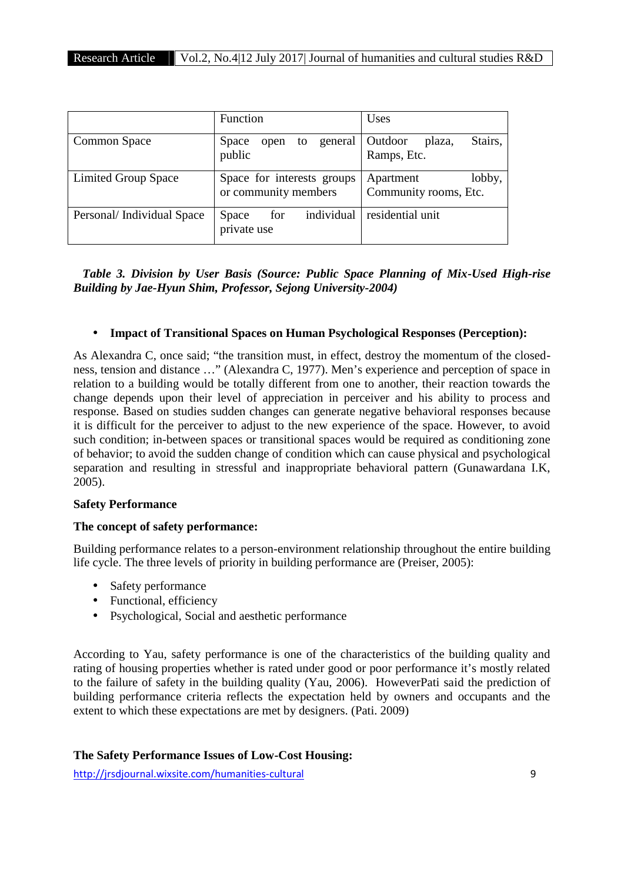|  | Function | Uses |
| --- | --- | --- |
| Common Space | Space open to general public | Outdoor plaza, Stairs, Ramps, Etc. |
| Limited Group Space | Space for interests groups or community members | Apartment lobby, Community rooms, Etc. |
| Personal/ Individual Space | Space for individual private use | residential unit |

***Table 3. Division by User Basis (Source: Public Space Planning of Mix-Used High-rise Building by Jae-Hyun Shim, Professor, Sejong University-2004)***

- **Impact of Transitional Spaces on Human Psychological Responses (Perception):**

As Alexandra C, once said; "the transition must, in effect, destroy the momentum of the closed-ness, tension and distance …" (Alexandra C, 1977). Men's experience and perception of space in relation to a building would be totally different from one to another, their reaction towards the change depends upon their level of appreciation in perceiver and his ability to process and response. Based on studies sudden changes can generate negative behavioral responses because it is difficult for the perceiver to adjust to the new experience of the space. However, to avoid such condition; in-between spaces or transitional spaces would be required as conditioning zone of behavior; to avoid the sudden change of condition which can cause physical and psychological separation and resulting in stressful and inappropriate behavioral pattern (Gunawardana I.K, 2005).

**Safety Performance**

**The concept of safety performance:**

Building performance relates to a person-environment relationship throughout the entire building life cycle. The three levels of priority in building performance are (Preiser, 2005):

- Safety performance
- Functional, efficiency
- Psychological, Social and aesthetic performance

According to Yau, safety performance is one of the characteristics of the building quality and rating of housing properties whether is rated under good or poor performance it's mostly related to the failure of safety in the building quality (Yau, 2006). HoweverPati said the prediction of building performance criteria reflects the expectation held by owners and occupants and the extent to which these expectations are met by designers. (Pati. 2009)

**The Safety Performance Issues of Low-Cost Housing:**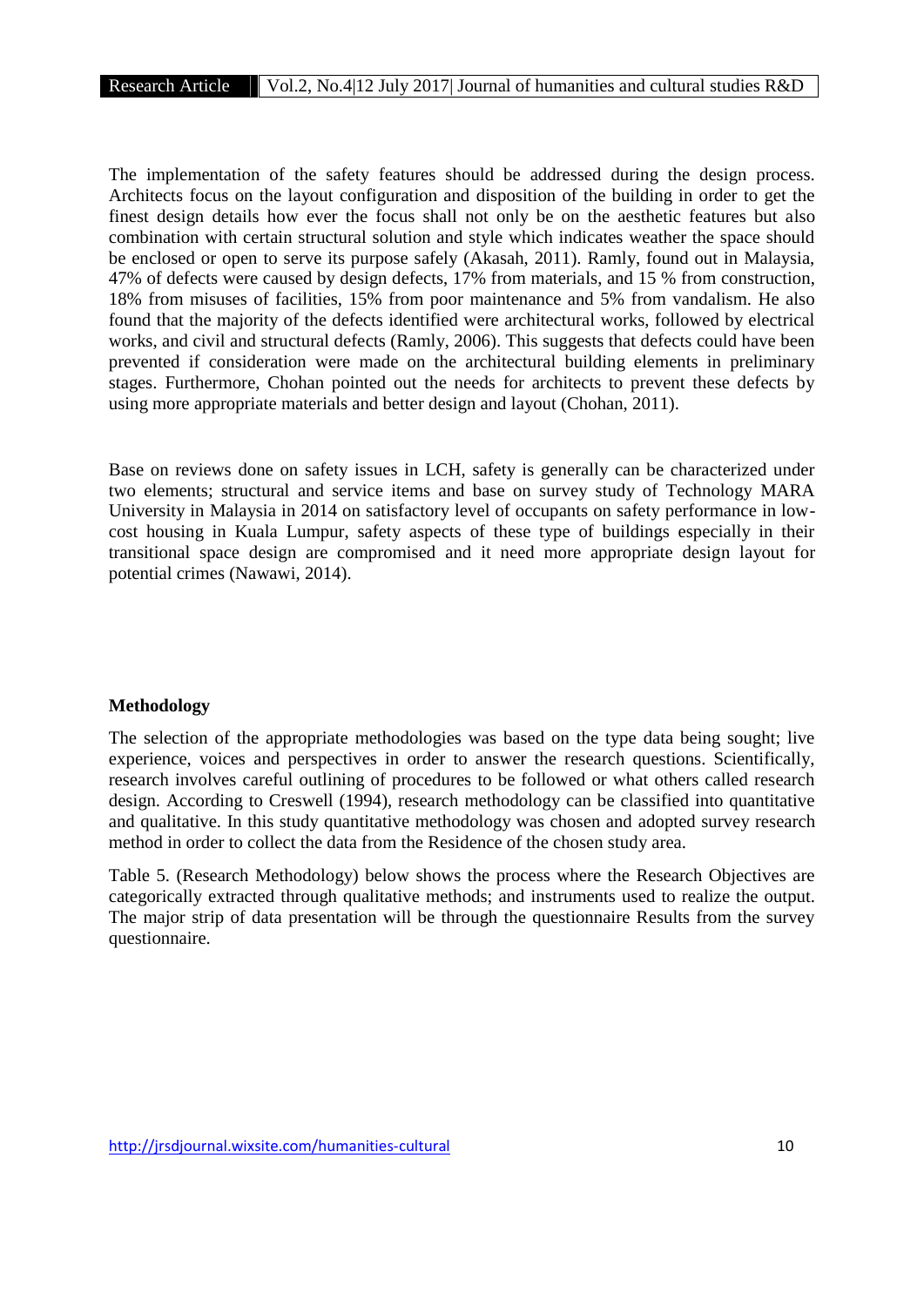The implementation of the safety features should be addressed during the design process. Architects focus on the layout configuration and disposition of the building in order to get the finest design details how ever the focus shall not only be on the aesthetic features but also combination with certain structural solution and style which indicates weather the space should be enclosed or open to serve its purpose safely (Akasah, 2011). Ramly, found out in Malaysia, 47% of defects were caused by design defects, 17% from materials, and 15 % from construction, 18% from misuses of facilities, 15% from poor maintenance and 5% from vandalism. He also found that the majority of the defects identified were architectural works, followed by electrical works, and civil and structural defects (Ramly, 2006). This suggests that defects could have been prevented if consideration were made on the architectural building elements in preliminary stages. Furthermore, Chohan pointed out the needs for architects to prevent these defects by using more appropriate materials and better design and layout (Chohan, 2011).

Base on reviews done on safety issues in LCH, safety is generally can be characterized under two elements; structural and service items and base on survey study of Technology MARA University in Malaysia in 2014 on satisfactory level of occupants on safety performance in low-cost housing in Kuala Lumpur, safety aspects of these type of buildings especially in their transitional space design are compromised and it need more appropriate design layout for potential crimes (Nawawi, 2014).

**Methodology**

The selection of the appropriate methodologies was based on the type data being sought; live experience, voices and perspectives in order to answer the research questions. Scientifically, research involves careful outlining of procedures to be followed or what others called research design. According to Creswell (1994), research methodology can be classified into quantitative and qualitative. In this study quantitative methodology was chosen and adopted survey research method in order to collect the data from the Residence of the chosen study area.

Table 5. (Research Methodology) below shows the process where the Research Objectives are categorically extracted through qualitative methods; and instruments used to realize the output. The major strip of data presentation will be through the questionnaire Results from the survey questionnaire.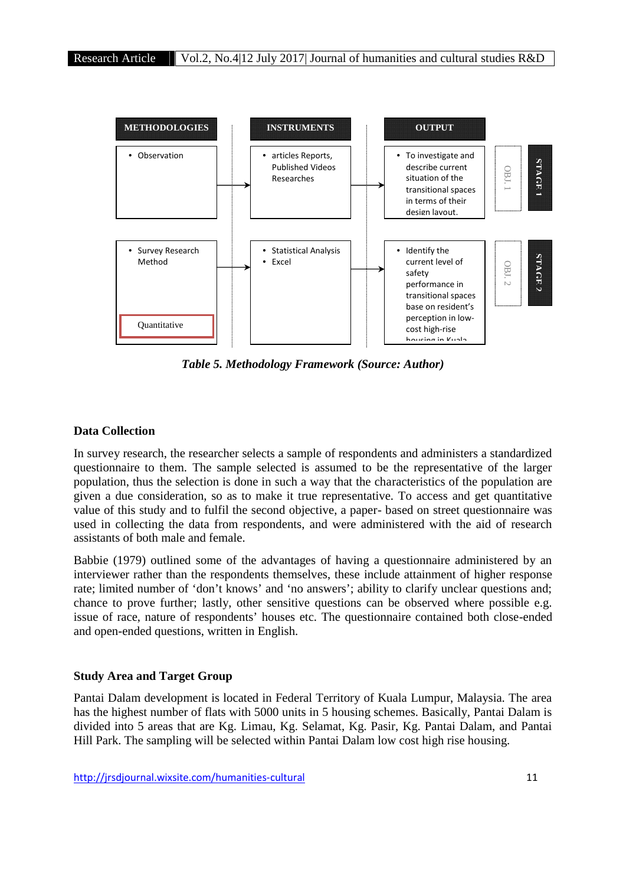| METHODOLOGIES | INSTRUMENTS | OUTPUT | | |
|---|---|---|---|---|
| • Observation | • articles Reports, Published Videos Researches | • To investigate and describe current situation of the transitional spaces in terms of their design layout. | OBJ. 1 | STAGE 1 |
| • Survey Research Method<br>Quantitative | • Statistical Analysis<br>• Excel | • Identify the current level of safety performance in transitional spaces base on resident's perception in low-cost high-rise housing in Kuala | OBJ. 2 | STAGE 2 |

*Table 5. Methodology Framework (Source: Author)*

## Data Collection

In survey research, the researcher selects a sample of respondents and administers a standardized questionnaire to them. The sample selected is assumed to be the representative of the larger population, thus the selection is done in such a way that the characteristics of the population are given a due consideration, so as to make it true representative. To access and get quantitative value of this study and to fulfil the second objective, a paper- based on street questionnaire was used in collecting the data from respondents, and were administered with the aid of research assistants of both male and female.

Babbie (1979) outlined some of the advantages of having a questionnaire administered by an interviewer rather than the respondents themselves, these include attainment of higher response rate; limited number of 'don't knows' and 'no answers'; ability to clarify unclear questions and; chance to prove further; lastly, other sensitive questions can be observed where possible e.g. issue of race, nature of respondents' houses etc. The questionnaire contained both close-ended and open-ended questions, written in English.

## Study Area and Target Group

Pantai Dalam development is located in Federal Territory of Kuala Lumpur, Malaysia. The area has the highest number of flats with 5000 units in 5 housing schemes. Basically, Pantai Dalam is divided into 5 areas that are Kg. Limau, Kg. Selamat, Kg. Pasir, Kg. Pantai Dalam, and Pantai Hill Park. The sampling will be selected within Pantai Dalam low cost high rise housing.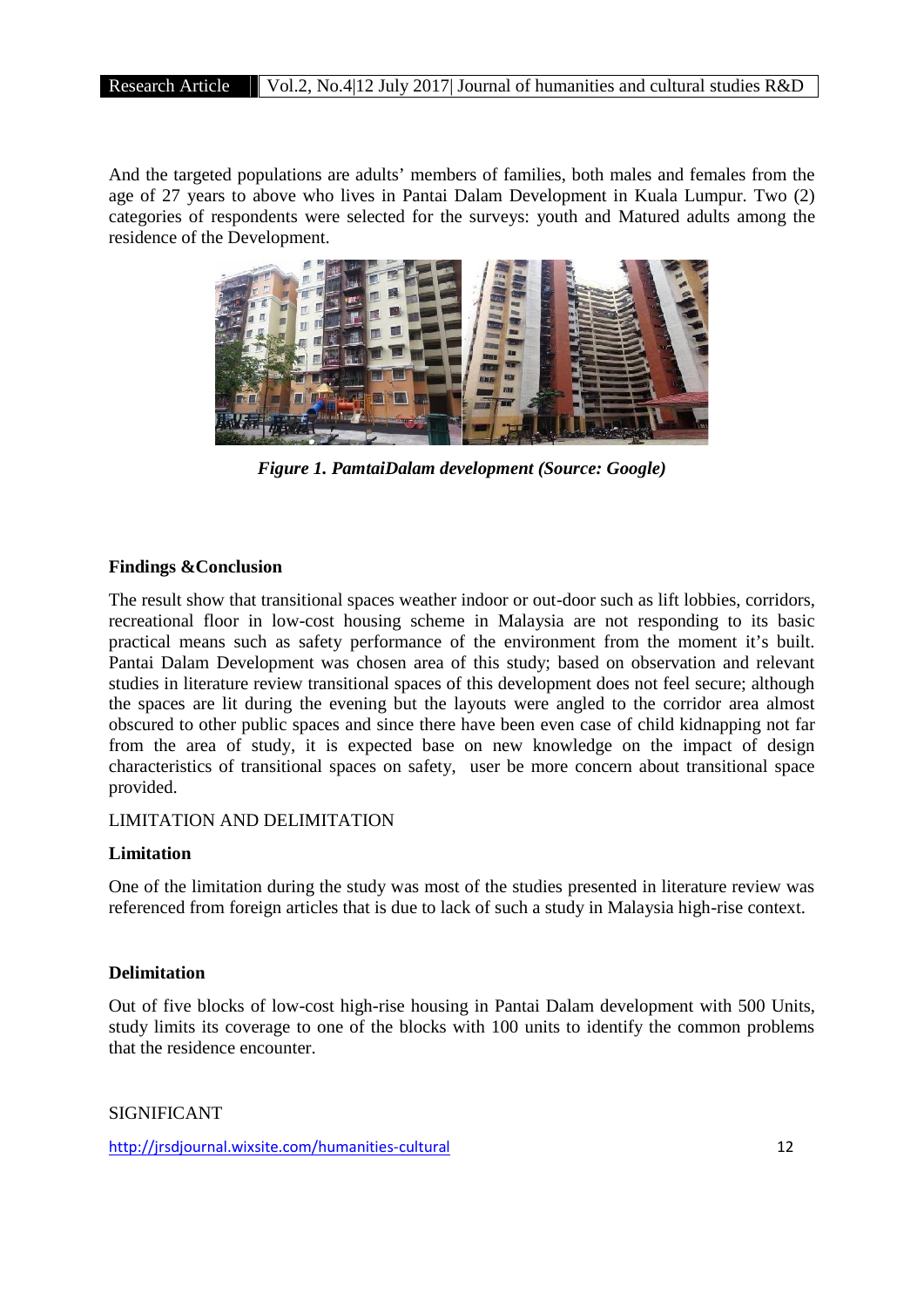And the targeted populations are adults' members of families, both males and females from the age of 27 years to above who lives in Pantai Dalam Development in Kuala Lumpur. Two (2) categories of respondents were selected for the surveys: youth and Matured adults among the residence of the Development.

***Figure 1. PamtaiDalam development (Source: Google)***

**Findings &Conclusion**

The result show that transitional spaces weather indoor or out-door such as lift lobbies, corridors, recreational floor in low-cost housing scheme in Malaysia are not responding to its basic practical means such as safety performance of the environment from the moment it's built. Pantai Dalam Development was chosen area of this study; based on observation and relevant studies in literature review transitional spaces of this development does not feel secure; although the spaces are lit during the evening but the layouts were angled to the corridor area almost obscured to other public spaces and since there have been even case of child kidnapping not far from the area of study, it is expected base on new knowledge on the impact of design characteristics of transitional spaces on safety, user be more concern about transitional space provided.

LIMITATION AND DELIMITATION

**Limitation**

One of the limitation during the study was most of the studies presented in literature review was referenced from foreign articles that is due to lack of such a study in Malaysia high-rise context.

**Delimitation**

Out of five blocks of low-cost high-rise housing in Pantai Dalam development with 500 Units, study limits its coverage to one of the blocks with 100 units to identify the common problems that the residence encounter.

SIGNIFICANT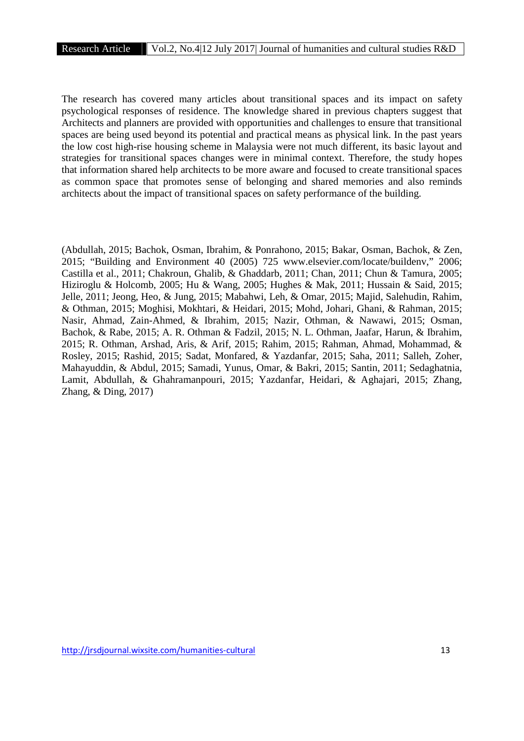The research has covered many articles about transitional spaces and its impact on safety psychological responses of residence. The knowledge shared in previous chapters suggest that Architects and planners are provided with opportunities and challenges to ensure that transitional spaces are being used beyond its potential and practical means as physical link. In the past years the low cost high-rise housing scheme in Malaysia were not much different, its basic layout and strategies for transitional spaces changes were in minimal context. Therefore, the study hopes that information shared help architects to be more aware and focused to create transitional spaces as common space that promotes sense of belonging and shared memories and also reminds architects about the impact of transitional spaces on safety performance of the building.

(Abdullah, 2015; Bachok, Osman, Ibrahim, & Ponrahono, 2015; Bakar, Osman, Bachok, & Zen, 2015; "Building and Environment 40 (2005) 725 www.elsevier.com/locate/buildenv," 2006; Castilla et al., 2011; Chakroun, Ghalib, & Ghaddarb, 2011; Chan, 2011; Chun & Tamura, 2005; Hiziroglu & Holcomb, 2005; Hu & Wang, 2005; Hughes & Mak, 2011; Hussain & Said, 2015; Jelle, 2011; Jeong, Heo, & Jung, 2015; Mabahwi, Leh, & Omar, 2015; Majid, Salehudin, Rahim, & Othman, 2015; Moghisi, Mokhtari, & Heidari, 2015; Mohd, Johari, Ghani, & Rahman, 2015; Nasir, Ahmad, Zain-Ahmed, & Ibrahim, 2015; Nazir, Othman, & Nawawi, 2015; Osman, Bachok, & Rabe, 2015; A. R. Othman & Fadzil, 2015; N. L. Othman, Jaafar, Harun, & Ibrahim, 2015; R. Othman, Arshad, Aris, & Arif, 2015; Rahim, 2015; Rahman, Ahmad, Mohammad, & Rosley, 2015; Rashid, 2015; Sadat, Monfared, & Yazdanfar, 2015; Saha, 2011; Salleh, Zoher, Mahayuddin, & Abdul, 2015; Samadi, Yunus, Omar, & Bakri, 2015; Santin, 2011; Sedaghatnia, Lamit, Abdullah, & Ghahramanpouri, 2015; Yazdanfar, Heidari, & Aghajari, 2015; Zhang, Zhang, & Ding, 2017)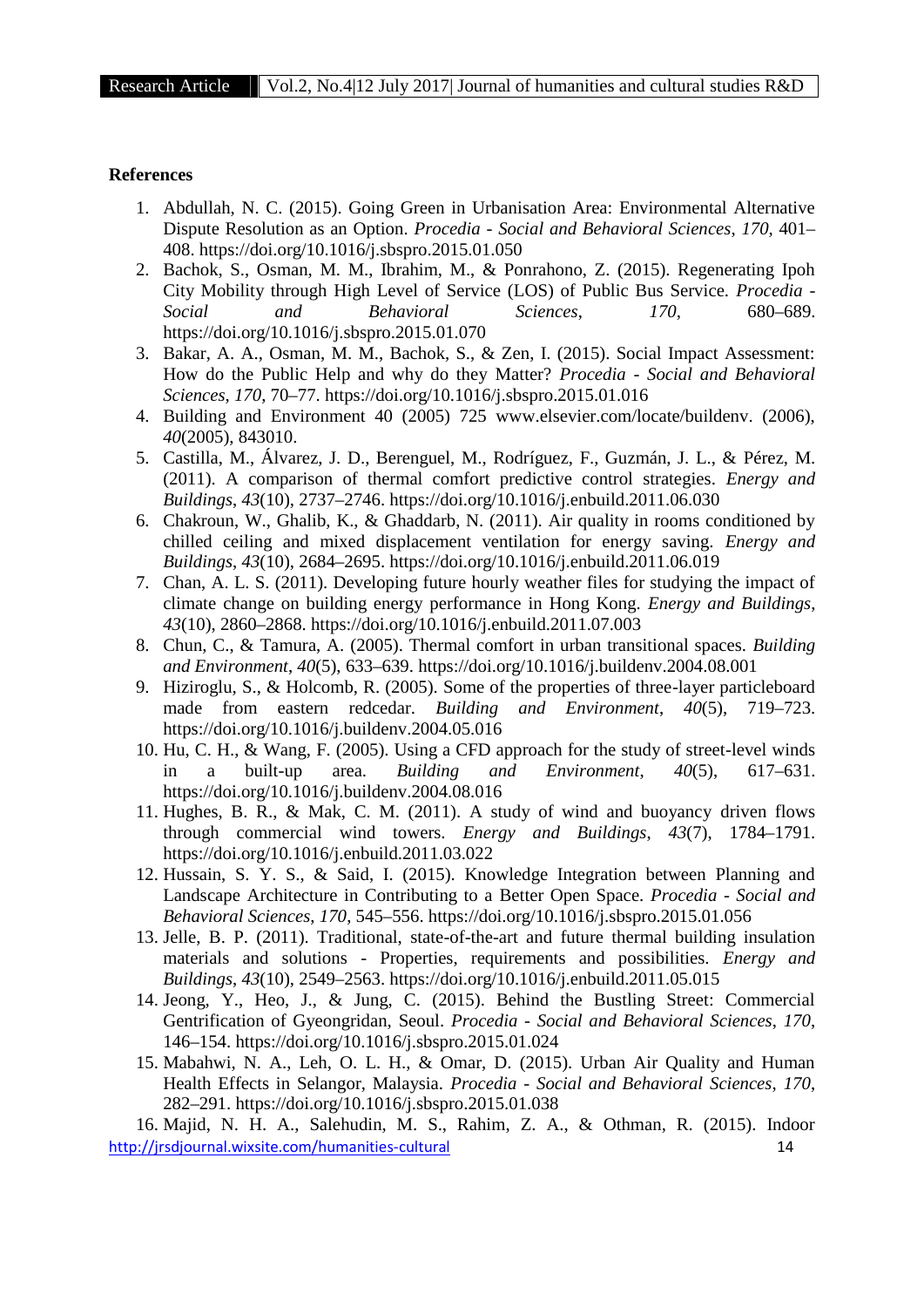**References**

1. Abdullah, N. C. (2015). Going Green in Urbanisation Area: Environmental Alternative Dispute Resolution as an Option. *Procedia - Social and Behavioral Sciences*, *170*, 401–408. https://doi.org/10.1016/j.sbspro.2015.01.050
2. Bachok, S., Osman, M. M., Ibrahim, M., & Ponrahono, Z. (2015). Regenerating Ipoh City Mobility through High Level of Service (LOS) of Public Bus Service. *Procedia - Social and Behavioral Sciences*, *170*, 680–689. https://doi.org/10.1016/j.sbspro.2015.01.070
3. Bakar, A. A., Osman, M. M., Bachok, S., & Zen, I. (2015). Social Impact Assessment: How do the Public Help and why do they Matter? *Procedia - Social and Behavioral Sciences*, *170*, 70–77. https://doi.org/10.1016/j.sbspro.2015.01.016
4. Building and Environment 40 (2005) 725 www.elsevier.com/locate/buildenv. (2006), *40*(2005), 843010.
5. Castilla, M., Álvarez, J. D., Berenguel, M., Rodríguez, F., Guzmán, J. L., & Pérez, M. (2011). A comparison of thermal comfort predictive control strategies. *Energy and Buildings*, *43*(10), 2737–2746. https://doi.org/10.1016/j.enbuild.2011.06.030
6. Chakroun, W., Ghalib, K., & Ghaddarb, N. (2011). Air quality in rooms conditioned by chilled ceiling and mixed displacement ventilation for energy saving. *Energy and Buildings*, *43*(10), 2684–2695. https://doi.org/10.1016/j.enbuild.2011.06.019
7. Chan, A. L. S. (2011). Developing future hourly weather files for studying the impact of climate change on building energy performance in Hong Kong. *Energy and Buildings*, *43*(10), 2860–2868. https://doi.org/10.1016/j.enbuild.2011.07.003
8. Chun, C., & Tamura, A. (2005). Thermal comfort in urban transitional spaces. *Building and Environment*, *40*(5), 633–639. https://doi.org/10.1016/j.buildenv.2004.08.001
9. Hiziroglu, S., & Holcomb, R. (2005). Some of the properties of three-layer particleboard made from eastern redcedar. *Building and Environment*, *40*(5), 719–723. https://doi.org/10.1016/j.buildenv.2004.05.016
10. Hu, C. H., & Wang, F. (2005). Using a CFD approach for the study of street-level winds in a built-up area. *Building and Environment*, *40*(5), 617–631. https://doi.org/10.1016/j.buildenv.2004.08.016
11. Hughes, B. R., & Mak, C. M. (2011). A study of wind and buoyancy driven flows through commercial wind towers. *Energy and Buildings*, *43*(7), 1784–1791. https://doi.org/10.1016/j.enbuild.2011.03.022
12. Hussain, S. Y. S., & Said, I. (2015). Knowledge Integration between Planning and Landscape Architecture in Contributing to a Better Open Space. *Procedia - Social and Behavioral Sciences*, *170*, 545–556. https://doi.org/10.1016/j.sbspro.2015.01.056
13. Jelle, B. P. (2011). Traditional, state-of-the-art and future thermal building insulation materials and solutions - Properties, requirements and possibilities. *Energy and Buildings*, *43*(10), 2549–2563. https://doi.org/10.1016/j.enbuild.2011.05.015
14. Jeong, Y., Heo, J., & Jung, C. (2015). Behind the Bustling Street: Commercial Gentrification of Gyeongridan, Seoul. *Procedia - Social and Behavioral Sciences*, *170*, 146–154. https://doi.org/10.1016/j.sbspro.2015.01.024
15. Mabahwi, N. A., Leh, O. L. H., & Omar, D. (2015). Urban Air Quality and Human Health Effects in Selangor, Malaysia. *Procedia - Social and Behavioral Sciences*, *170*, 282–291. https://doi.org/10.1016/j.sbspro.2015.01.038
16. Majid, N. H. A., Salehudin, M. S., Rahim, Z. A., & Othman, R. (2015). Indoor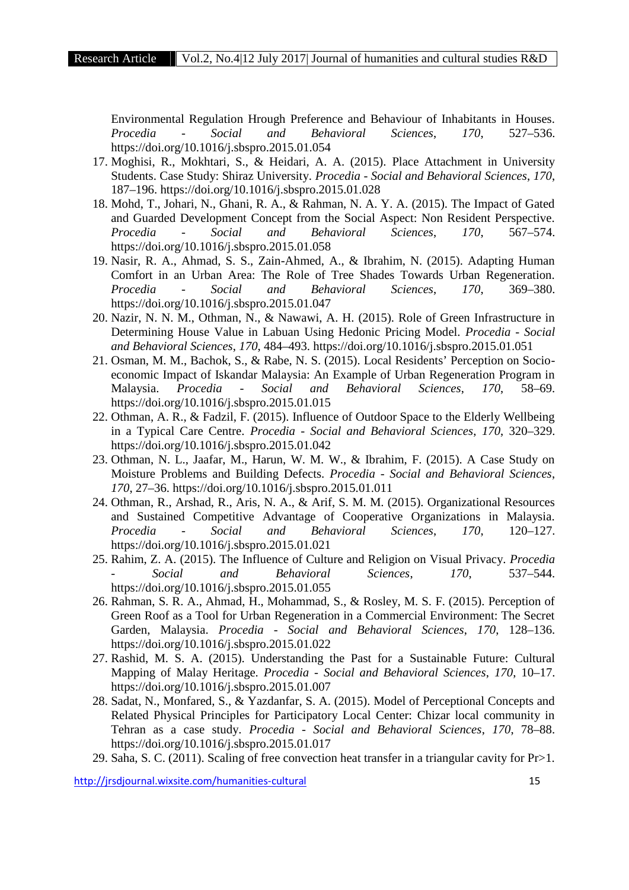Environmental Regulation Hrough Preference and Behaviour of Inhabitants in Houses. *Procedia - Social and Behavioral Sciences*, *170*, 527–536. https://doi.org/10.1016/j.sbspro.2015.01.054

17. Moghisi, R., Mokhtari, S., & Heidari, A. A. (2015). Place Attachment in University Students. Case Study: Shiraz University. *Procedia - Social and Behavioral Sciences*, *170*, 187–196. https://doi.org/10.1016/j.sbspro.2015.01.028
18. Mohd, T., Johari, N., Ghani, R. A., & Rahman, N. A. Y. A. (2015). The Impact of Gated and Guarded Development Concept from the Social Aspect: Non Resident Perspective. *Procedia - Social and Behavioral Sciences*, *170*, 567–574. https://doi.org/10.1016/j.sbspro.2015.01.058
19. Nasir, R. A., Ahmad, S. S., Zain-Ahmed, A., & Ibrahim, N. (2015). Adapting Human Comfort in an Urban Area: The Role of Tree Shades Towards Urban Regeneration. *Procedia - Social and Behavioral Sciences*, *170*, 369–380. https://doi.org/10.1016/j.sbspro.2015.01.047
20. Nazir, N. N. M., Othman, N., & Nawawi, A. H. (2015). Role of Green Infrastructure in Determining House Value in Labuan Using Hedonic Pricing Model. *Procedia - Social and Behavioral Sciences*, *170*, 484–493. https://doi.org/10.1016/j.sbspro.2015.01.051
21. Osman, M. M., Bachok, S., & Rabe, N. S. (2015). Local Residents' Perception on Socio-economic Impact of Iskandar Malaysia: An Example of Urban Regeneration Program in Malaysia. *Procedia - Social and Behavioral Sciences*, *170*, 58–69. https://doi.org/10.1016/j.sbspro.2015.01.015
22. Othman, A. R., & Fadzil, F. (2015). Influence of Outdoor Space to the Elderly Wellbeing in a Typical Care Centre. *Procedia - Social and Behavioral Sciences*, *170*, 320–329. https://doi.org/10.1016/j.sbspro.2015.01.042
23. Othman, N. L., Jaafar, M., Harun, W. M. W., & Ibrahim, F. (2015). A Case Study on Moisture Problems and Building Defects. *Procedia - Social and Behavioral Sciences*, *170*, 27–36. https://doi.org/10.1016/j.sbspro.2015.01.011
24. Othman, R., Arshad, R., Aris, N. A., & Arif, S. M. M. (2015). Organizational Resources and Sustained Competitive Advantage of Cooperative Organizations in Malaysia. *Procedia - Social and Behavioral Sciences*, *170*, 120–127. https://doi.org/10.1016/j.sbspro.2015.01.021
25. Rahim, Z. A. (2015). The Influence of Culture and Religion on Visual Privacy. *Procedia - Social and Behavioral Sciences*, *170*, 537–544. https://doi.org/10.1016/j.sbspro.2015.01.055
26. Rahman, S. R. A., Ahmad, H., Mohammad, S., & Rosley, M. S. F. (2015). Perception of Green Roof as a Tool for Urban Regeneration in a Commercial Environment: The Secret Garden, Malaysia. *Procedia - Social and Behavioral Sciences*, *170*, 128–136. https://doi.org/10.1016/j.sbspro.2015.01.022
27. Rashid, M. S. A. (2015). Understanding the Past for a Sustainable Future: Cultural Mapping of Malay Heritage. *Procedia - Social and Behavioral Sciences*, *170*, 10–17. https://doi.org/10.1016/j.sbspro.2015.01.007
28. Sadat, N., Monfared, S., & Yazdanfar, S. A. (2015). Model of Perceptional Concepts and Related Physical Principles for Participatory Local Center: Chizar local community in Tehran as a case study. *Procedia - Social and Behavioral Sciences*, *170*, 78–88. https://doi.org/10.1016/j.sbspro.2015.01.017
29. Saha, S. C. (2011). Scaling of free convection heat transfer in a triangular cavity for Pr>1.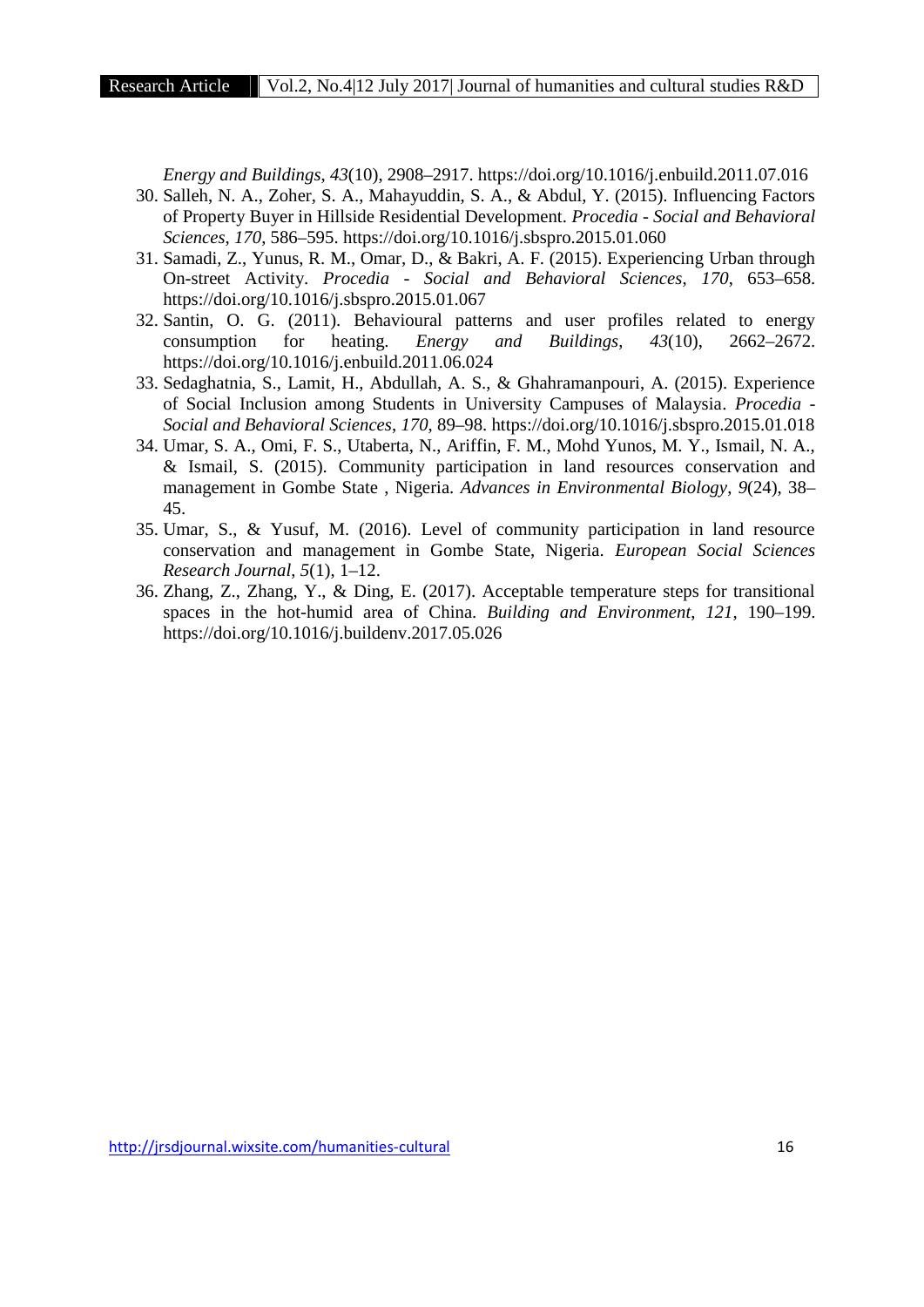*Energy and Buildings*, *43*(10), 2908–2917. https://doi.org/10.1016/j.enbuild.2011.07.016

30. Salleh, N. A., Zoher, S. A., Mahayuddin, S. A., & Abdul, Y. (2015). Influencing Factors of Property Buyer in Hillside Residential Development. *Procedia - Social and Behavioral Sciences*, *170*, 586–595. https://doi.org/10.1016/j.sbspro.2015.01.060
31. Samadi, Z., Yunus, R. M., Omar, D., & Bakri, A. F. (2015). Experiencing Urban through On-street Activity. *Procedia - Social and Behavioral Sciences*, *170*, 653–658. https://doi.org/10.1016/j.sbspro.2015.01.067
32. Santin, O. G. (2011). Behavioural patterns and user profiles related to energy consumption for heating. *Energy and Buildings*, *43*(10), 2662–2672. https://doi.org/10.1016/j.enbuild.2011.06.024
33. Sedaghatnia, S., Lamit, H., Abdullah, A. S., & Ghahramanpouri, A. (2015). Experience of Social Inclusion among Students in University Campuses of Malaysia. *Procedia - Social and Behavioral Sciences*, *170*, 89–98. https://doi.org/10.1016/j.sbspro.2015.01.018
34. Umar, S. A., Omi, F. S., Utaberta, N., Ariffin, F. M., Mohd Yunos, M. Y., Ismail, N. A., & Ismail, S. (2015). Community participation in land resources conservation and management in Gombe State , Nigeria. *Advances in Environmental Biology*, *9*(24), 38–45.
35. Umar, S., & Yusuf, M. (2016). Level of community participation in land resource conservation and management in Gombe State, Nigeria. *European Social Sciences Research Journal*, *5*(1), 1–12.
36. Zhang, Z., Zhang, Y., & Ding, E. (2017). Acceptable temperature steps for transitional spaces in the hot-humid area of China. *Building and Environment*, *121*, 190–199. https://doi.org/10.1016/j.buildenv.2017.05.026